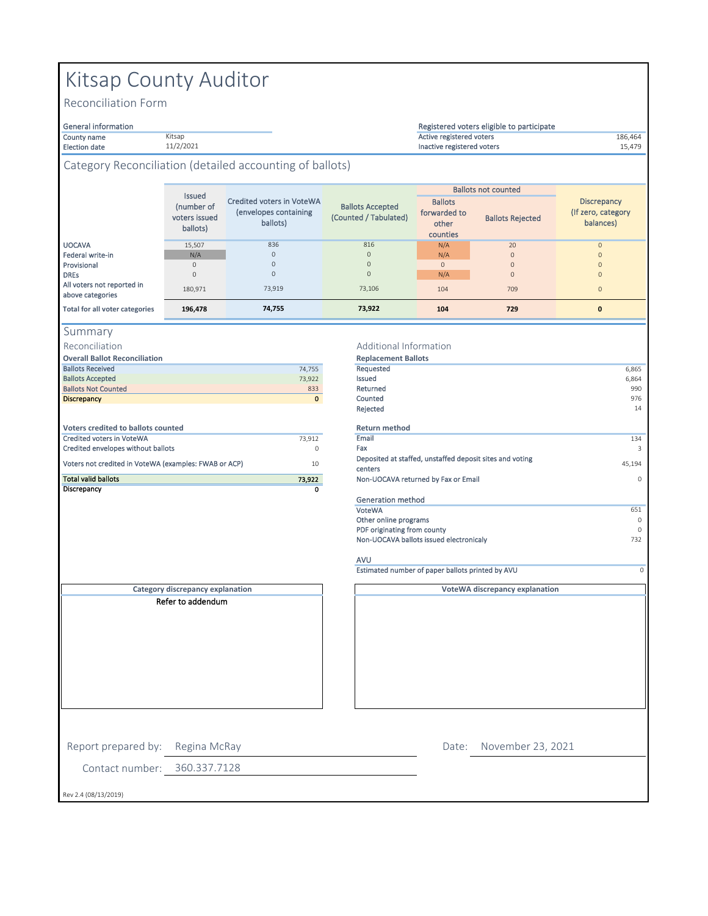# Kitsap County Auditor

Reconciliation Form

| General information | |
|---|---|
| County name | Kitsap |
| Election date | 11/2/2021 |

| Registered voters eligible to participate | |
|---|---|
| Active registered voters | 186,464 |
| Inactive registered voters | 15,479 |

## Category Reconciliation (detailed accounting of ballots)

| | Issued (number of voters issued ballots) | Credited voters in VoteWA (envelopes containing ballots) | Ballots Accepted (Counted / Tabulated) | Ballots not counted | | Discrepancy (If zero, category balances) |
|---|---|---|---|---|---|---|
| | | | | Ballots forwarded to other counties | Ballots Rejected | |
| UOCAVA | 15,507 | 836 | 816 | N/A | 20 | 0 |
| Federal write-in | N/A | 0 | 0 | N/A | 0 | 0 |
| Provisional | 0 | 0 | 0 | 0 | 0 | 0 |
| DREs | 0 | 0 | 0 | N/A | 0 | 0 |
| All voters not reported in above categories | 180,971 | 73,919 | 73,106 | 104 | 709 | 0 |
| **Total for all voter categories** | **196,478** | **74,755** | **73,922** | **104** | **729** | **0** |

## Summary

### Reconciliation

**Overall Ballot Reconciliation**

| | |
|---|---|
| Ballots Received | 74,755 |
| Ballots Accepted | 73,922 |
| Ballots Not Counted | 833 |
| **Discrepancy** | **0** |

**Voters credited to ballots counted**

| | |
|---|---|
| Credited voters in VoteWA | 73,912 |
| Credited envelopes without ballots | 0 |
| Voters not credited in VoteWA (examples: FWAB or ACP) | 10 |
| **Total valid ballots** | **73,922** |
| **Discrepancy** | **0** |

### Additional Information

**Replacement Ballots**

| | |
|---|---|
| Requested | 6,865 |
| Issued | 6,864 |
| Returned | 990 |
| Counted | 976 |
| Rejected | 14 |

**Return method**

| | |
|---|---|
| Email | 134 |
| Fax | 3 |
| Deposited at staffed, unstaffed deposit sites and voting centers | 45,194 |
| Non-UOCAVA returned by Fax or Email | 0 |

**Generation method**

| | |
|---|---|
| VoteWA | 651 |
| Other online programs | 0 |
| PDF originating from county | 0 |
| Non-UOCAVA ballots issued electronicaly | 732 |

**AVU**

| | |
|---|---|
| Estimated number of paper ballots printed by AVU | 0 |

**Category discrepancy explanation**

Refer to addendum

**VoteWA discrepancy explanation**

Report prepared by: Regina McRay

Date: November 23, 2021

Contact number: 360.337.7128

Rev 2.4 (08/13/2019)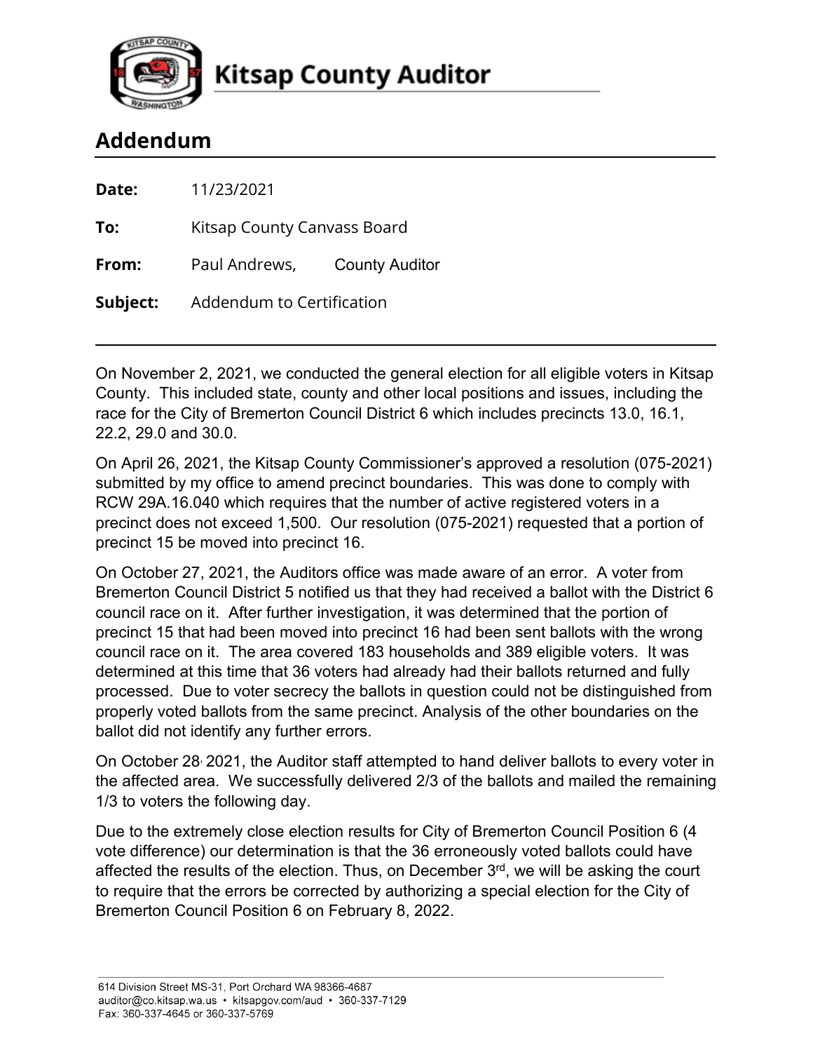# Kitsap County Auditor

## Addendum

**Date:** 11/23/2021

**To:** Kitsap County Canvass Board

**From:** Paul Andrews, County Auditor

**Subject:** Addendum to Certification

---

On November 2, 2021, we conducted the general election for all eligible voters in Kitsap County. This included state, county and other local positions and issues, including the race for the City of Bremerton Council District 6 which includes precincts 13.0, 16.1, 22.2, 29.0 and 30.0.

On April 26, 2021, the Kitsap County Commissioner's approved a resolution (075-2021) submitted by my office to amend precinct boundaries. This was done to comply with RCW 29A.16.040 which requires that the number of active registered voters in a precinct does not exceed 1,500. Our resolution (075-2021) requested that a portion of precinct 15 be moved into precinct 16.

On October 27, 2021, the Auditors office was made aware of an error. A voter from Bremerton Council District 5 notified us that they had received a ballot with the District 6 council race on it. After further investigation, it was determined that the portion of precinct 15 that had been moved into precinct 16 had been sent ballots with the wrong council race on it. The area covered 183 households and 389 eligible voters. It was determined at this time that 36 voters had already had their ballots returned and fully processed. Due to voter secrecy the ballots in question could not be distinguished from properly voted ballots from the same precinct. Analysis of the other boundaries on the ballot did not identify any further errors.

On October 28, 2021, the Auditor staff attempted to hand deliver ballots to every voter in the affected area. We successfully delivered 2/3 of the ballots and mailed the remaining 1/3 to voters the following day.

Due to the extremely close election results for City of Bremerton Council Position 6 (4 vote difference) our determination is that the 36 erroneously voted ballots could have affected the results of the election. Thus, on December 3rd, we will be asking the court to require that the errors be corrected by authorizing a special election for the City of Bremerton Council Position 6 on February 8, 2022.

614 Division Street MS-31, Port Orchard WA 98366-4687
auditor@co.kitsap.wa.us • kitsapgov.com/aud • 360-337-7129
Fax: 360-337-4645 or 360-337-5769